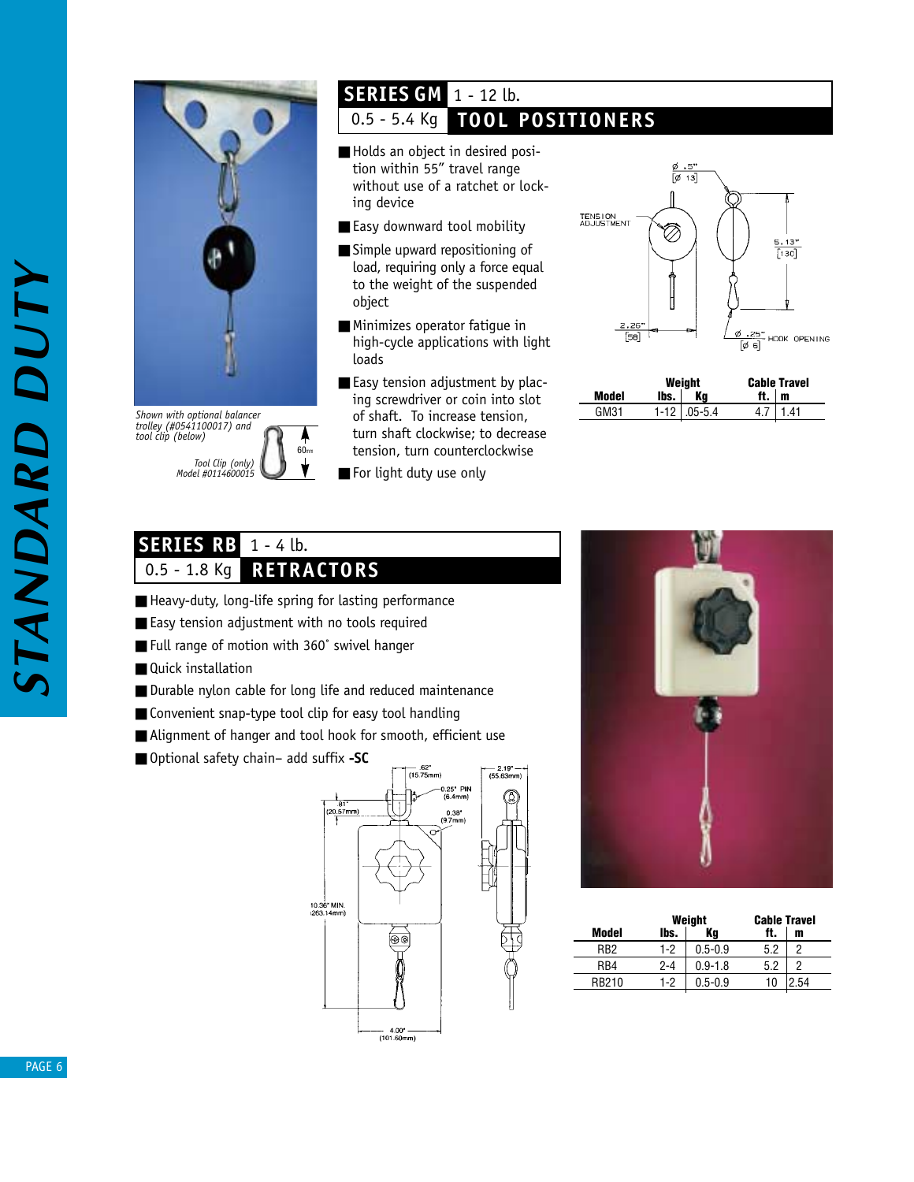# STANDARD DUTY

## SERIES GM 1 - 12 lb. 0.5 - 5.4 Kg TOOL POSITIONERS

- Holds an object in desired position within 55" travel range without use of a ratchet or locking device
- Easy downward tool mobility
- Simple upward repositioning of load, requiring only a force equal to the weight of the suspended object
- Minimizes operator fatigue in high-cycle applications with light loads
- Easy tension adjustment by placing screwdriver or coin into slot of shaft. To increase tension, turn shaft clockwise; to decrease tension, turn counterclockwise
- For light duty use only

*Shown with optional balancer trolley (#0541100017) and tool clip (below)*

*Tool Clip (only) Model #0114600015*

60mm

TENSION ADJUSTMENT

Ø .5" [Ø 13]

5.13" [130]

2.26" [58]

Ø .25" [Ø 6] HOOK OPENING

| Model | Weight lbs. | Weight Kg | Cable Travel ft. | Cable Travel m |
|---|---|---|---|---|
| GM31 | 1-12 | .05-5.4 | 4.7 | 1.41 |

## SERIES RB 1 - 4 lb. 0.5 - 1.8 Kg RETRACTORS

- Heavy-duty, long-life spring for lasting performance
- Easy tension adjustment with no tools required
- Full range of motion with 360˚ swivel hanger
- Quick installation
- Durable nylon cable for long life and reduced maintenance
- Convenient snap-type tool clip for easy tool handling
- Alignment of hanger and tool hook for smooth, efficient use
- Optional safety chain– add suffix **-SC**

.62" (15.75mm)

0.25" PIN (6.4mm)

.81" (20.57mm)

0.38" (9.7mm)

2.19" (55.63mm)

10.36" MIN. (263.14mm)

4.00" (101.60mm)

| Model | Weight lbs. | Weight Kg | Cable Travel ft. | Cable Travel m |
|---|---|---|---|---|
| RB2 | 1-2 | 0.5-0.9 | 5.2 | 2 |
| RB4 | 2-4 | 0.9-1.8 | 5.2 | 2 |
| RB210 | 1-2 | 0.5-0.9 | 10 | 2.54 |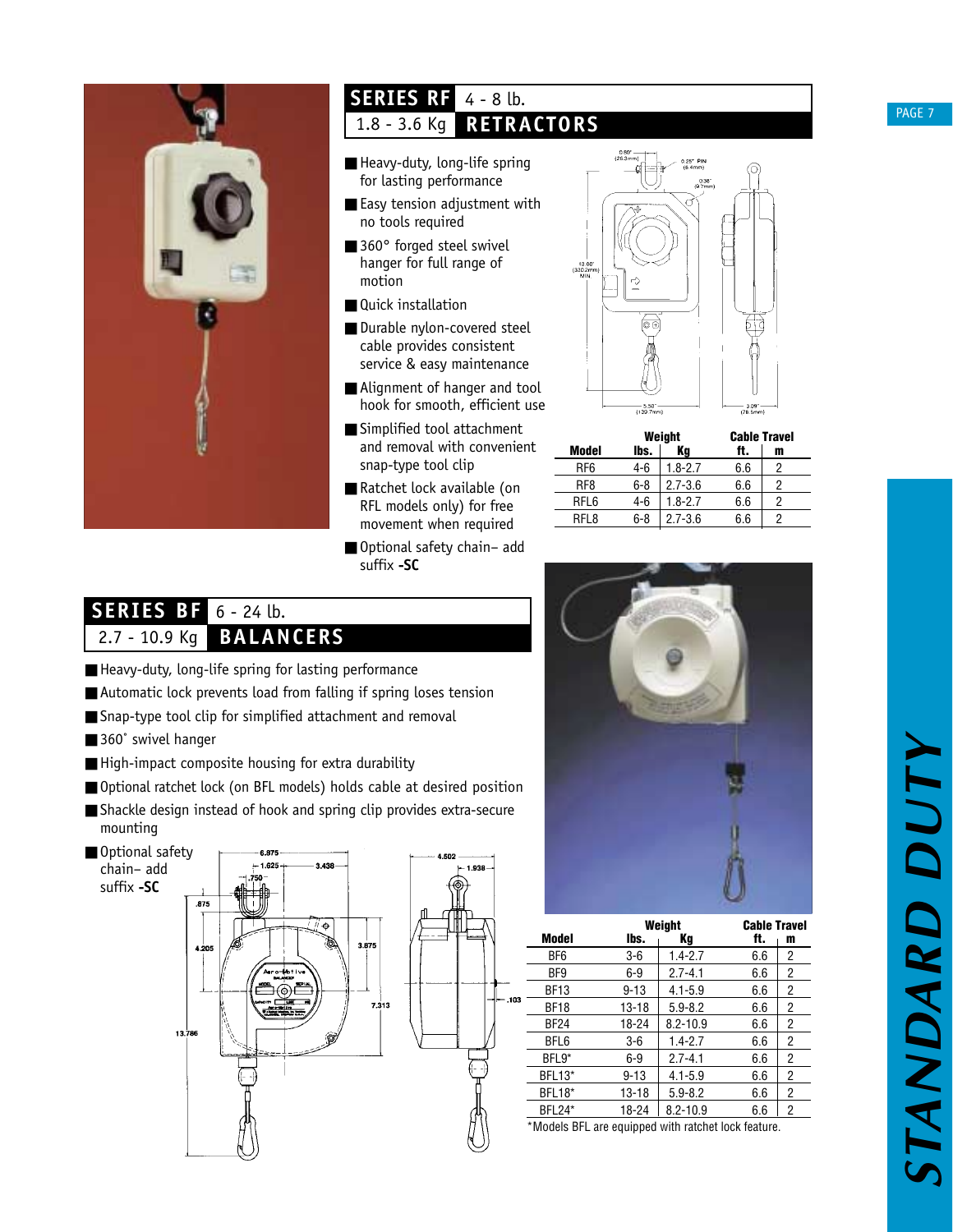## SERIES RF 4 - 8 lb. 1.8 - 3.6 Kg RETRACTORS

- Heavy-duty, long-life spring for lasting performance
- Easy tension adjustment with no tools required
- 360° forged steel swivel hanger for full range of motion
- Quick installation
- Durable nylon-covered steel cable provides consistent service & easy maintenance
- Alignment of hanger and tool hook for smooth, efficient use
- Simplified tool attachment and removal with convenient snap-type tool clip
- Ratchet lock available (on RFL models only) for free movement when required
- Optional safety chain– add suffix **-SC**

0.80" (20.3mm)
0.25" PIN (6.4mm)
0.38" (9.7mm)
13.00" (330.2mm) MIN.
5.50" (139.7mm)
3.09" (78.5mm)

| Model | Weight lbs. | Weight Kg | Cable Travel ft. | Cable Travel m |
|---|---|---|---|---|
| RF6 | 4-6 | 1.8-2.7 | 6.6 | 2 |
| RF8 | 6-8 | 2.7-3.6 | 6.6 | 2 |
| RFL6 | 4-6 | 1.8-2.7 | 6.6 | 2 |
| RFL8 | 6-8 | 2.7-3.6 | 6.6 | 2 |

## SERIES BF 6 - 24 lb. 2.7 - 10.9 Kg BALANCERS

- Heavy-duty, long-life spring for lasting performance
- Automatic lock prevents load from falling if spring loses tension
- Snap-type tool clip for simplified attachment and removal
- 360˚ swivel hanger
- High-impact composite housing for extra durability
- Optional ratchet lock (on BFL models) holds cable at desired position
- Shackle design instead of hook and spring clip provides extra-secure mounting
- Optional safety chain– add suffix **-SC**

6.875
1.625
3.438
.750
.875
4.205
3.875
7.313
13.786
4.502
1.938
.103

| Model | Weight lbs. | Weight Kg | Cable Travel ft. | Cable Travel m |
|---|---|---|---|---|
| BF6 | 3-6 | 1.4-2.7 | 6.6 | 2 |
| BF9 | 6-9 | 2.7-4.1 | 6.6 | 2 |
| BF13 | 9-13 | 4.1-5.9 | 6.6 | 2 |
| BF18 | 13-18 | 5.9-8.2 | 6.6 | 2 |
| BF24 | 18-24 | 8.2-10.9 | 6.6 | 2 |
| BFL6 | 3-6 | 1.4-2.7 | 6.6 | 2 |
| BFL9* | 6-9 | 2.7-4.1 | 6.6 | 2 |
| BFL13* | 9-13 | 4.1-5.9 | 6.6 | 2 |
| BFL18* | 13-18 | 5.9-8.2 | 6.6 | 2 |
| BFL24* | 18-24 | 8.2-10.9 | 6.6 | 2 |

*Models BFL are equipped with ratchet lock feature.

STANDARD DUTY